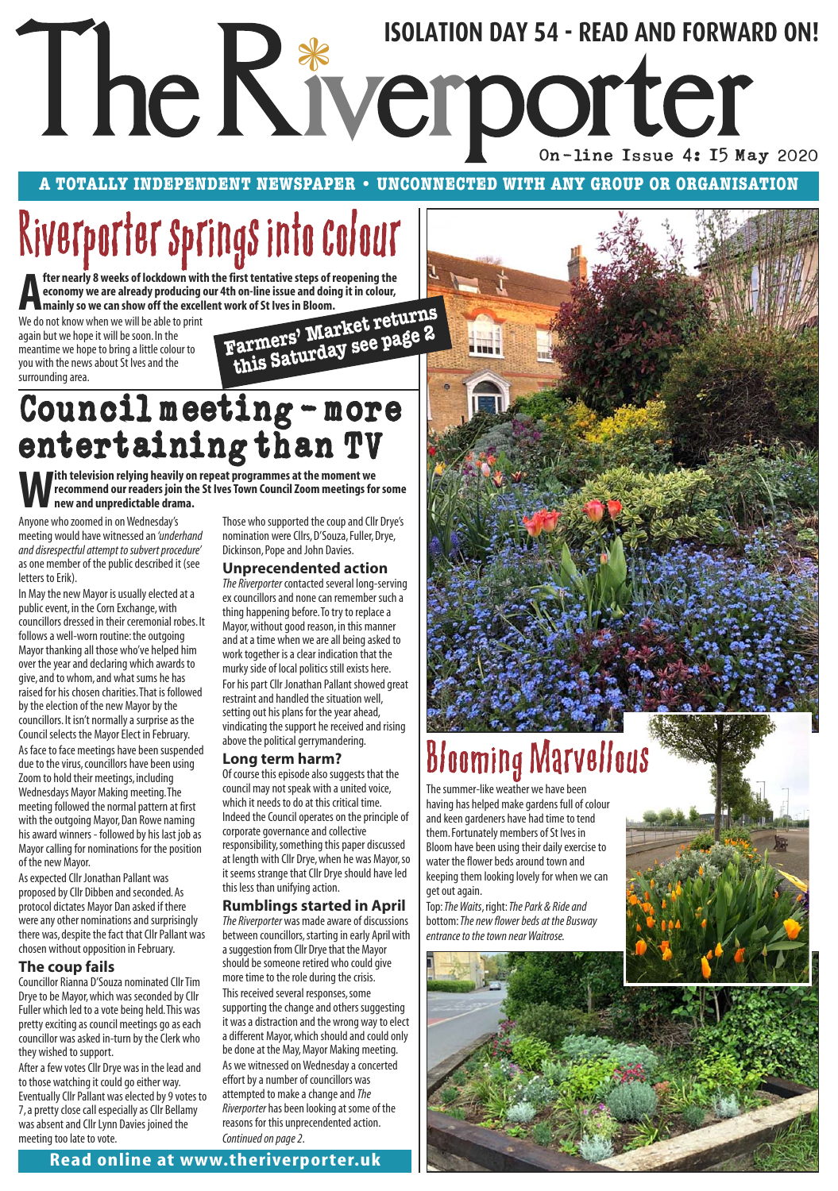# The Riverporter

ISOLATION DAY 54 - READ AND FORWARD ON!

On-line Issue 4: 15 May 2020

A TOTALLY INDEPENDENT NEWSPAPER • UNCONNECTED WITH ANY GROUP OR ORGANISATION

## Riverporter springs into colour

**After nearly 8 weeks of lockdown with the first tentative steps of reopening the economy we are already producing our 4th on-line issue and doing it in colour, mainly so we can show off the excellent work of St Ives in Bloom.**

We do not know when we will be able to print again but we hope it will be soon. In the meantime we hope to bring a little colour to you with the news about St Ives and the surrounding area.

**Farmers' Market returns this Saturday see page 2**

## Council meeting - more entertaining than TV

**With television relying heavily on repeat programmes at the moment we recommend our readers join the St Ives Town Council Zoom meetings for some new and unpredictable drama.**

Anyone who zoomed in on Wednesday's meeting would have witnessed an *'underhand and disrespectful attempt to subvert procedure'* as one member of the public described it (see letters to Erik).

In May the new Mayor is usually elected at a public event, in the Corn Exchange, with councillors dressed in their ceremonial robes. It follows a well-worn routine: the outgoing Mayor thanking all those who've helped him over the year and declaring which awards to give, and to whom, and what sums he has raised for his chosen charities. That is followed by the election of the new Mayor by the councillors. It isn't normally a surprise as the Council selects the Mayor Elect in February.

As face to face meetings have been suspended due to the virus, councillors have been using Zoom to hold their meetings, including Wednesdays Mayor Making meeting. The meeting followed the normal pattern at first with the outgoing Mayor, Dan Rowe naming his award winners - followed by his last job as Mayor calling for nominations for the position of the new Mayor.

As expected Cllr Jonathan Pallant was proposed by Cllr Dibben and seconded. As protocol dictates Mayor Dan asked if there were any other nominations and surprisingly there was, despite the fact that Cllr Pallant was chosen without opposition in February.

### The coup fails

Councillor Rianna D'Souza nominated Cllr Tim Drye to be Mayor, which was seconded by Cllr Fuller which led to a vote being held. This was pretty exciting as council meetings go as each councillor was asked in-turn by the Clerk who they wished to support.

After a few votes Cllr Drye was in the lead and to those watching it could go either way. Eventually Cllr Pallant was elected by 9 votes to 7, a pretty close call especially as Cllr Bellamy was absent and Cllr Lynn Davies joined the meeting too late to vote.

Those who supported the coup and Cllr Drye's nomination were Cllrs, D'Souza, Fuller, Drye, Dickinson, Pope and John Davies.

### Unprecendented action

*The Riverporter* contacted several long-serving ex councillors and none can remember such a thing happening before. To try to replace a Mayor, without good reason, in this manner and at a time when we are all being asked to work together is a clear indication that the murky side of local politics still exists here.

For his part Cllr Jonathan Pallant showed great restraint and handled the situation well, setting out his plans for the year ahead, vindicating the support he received and rising above the political gerrymandering.

### Long term harm?

Of course this episode also suggests that the council may not speak with a united voice, which it needs to do at this critical time. Indeed the Council operates on the principle of corporate governance and collective responsibility, something this paper discussed at length with Cllr Drye, when he was Mayor, so it seems strange that Cllr Drye should have led this less than unifying action.

### Rumblings started in April

*The Riverporter* was made aware of discussions between councillors, starting in early April with a suggestion from Cllr Drye that the Mayor should be someone retired who could give more time to the role during the crisis.

This received several responses, some supporting the change and others suggesting it was a distraction and the wrong way to elect a different Mayor, which should and could only be done at the May, Mayor Making meeting.

As we witnessed on Wednesday a concerted effort by a number of councillors was attempted to make a change and *The Riverporter* has been looking at some of the reasons for this unprecendented action.

*Continued on page 2.*

## Blooming Marvellous

The summer-like weather we have been having has helped make gardens full of colour and keen gardeners have had time to tend them. Fortunately members of St Ives in Bloom have been using their daily exercise to water the flower beds around town and keeping them looking lovely for when we can get out again.

Top: *The Waits*, right: *The Park & Ride and* bottom: *The new flower beds at the Busway entrance to the town near Waitrose.*

**Read online at www.theriverporter.uk**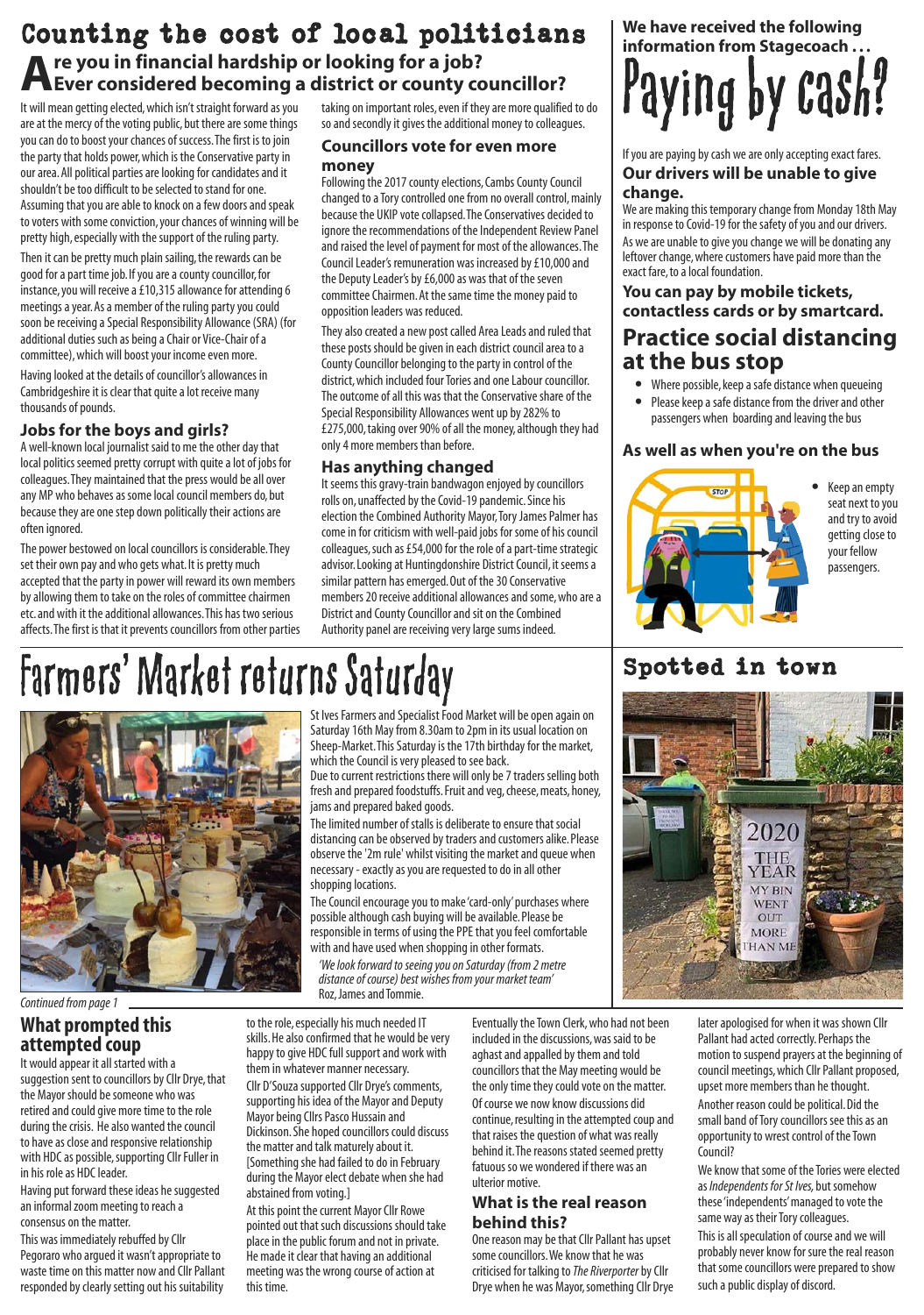# Counting the cost of local politicians

## Are you in financial hardship or looking for a job? Ever considered becoming a district or county councillor?

It will mean getting elected, which isn't straight forward as you are at the mercy of the voting public, but there are some things you can do to boost your chances of success. The first is to join the party that holds power, which is the Conservative party in our area. All political parties are looking for candidates and it shouldn't be too difficult to be selected to stand for one. Assuming that you are able to knock on a few doors and speak to voters with some conviction, your chances of winning will be pretty high, especially with the support of the ruling party.

Then it can be pretty much plain sailing, the rewards can be good for a part time job. If you are a county councillor, for instance, you will receive a £10,315 allowance for attending 6 meetings a year. As a member of the ruling party you could soon be receiving a Special Responsibility Allowance (SRA) (for additional duties such as being a Chair or Vice-Chair of a committee), which will boost your income even more.

Having looked at the details of councillor's allowances in Cambridgeshire it is clear that quite a lot receive many thousands of pounds.

### Jobs for the boys and girls?

A well-known local journalist said to me the other day that local politics seemed pretty corrupt with quite a lot of jobs for colleagues. They maintained that the press would be all over any MP who behaves as some local council members do, but because they are one step down politically their actions are often ignored.

The power bestowed on local councillors is considerable. They set their own pay and who gets what. It is pretty much accepted that the party in power will reward its own members by allowing them to take on the roles of committee chairmen etc. and with it the additional allowances. This has two serious affects. The first is that it prevents councillors from other parties taking on important roles, even if they are more qualified to do so and secondly it gives the additional money to colleagues.

### Councillors vote for even more money

Following the 2017 county elections, Cambs County Council changed to a Tory controlled one from no overall control, mainly because the UKIP vote collapsed. The Conservatives decided to ignore the recommendations of the Independent Review Panel and raised the level of payment for most of the allowances. The Council Leader's remuneration was increased by £10,000 and the Deputy Leader's by £6,000 as was that of the seven committee Chairmen. At the same time the money paid to opposition leaders was reduced.

They also created a new post called Area Leads and ruled that these posts should be given in each district council area to a County Councillor belonging to the party in control of the district, which included four Tories and one Labour councillor. The outcome of all this was that the Conservative share of the Special Responsibility Allowances went up by 282% to £275,000, taking over 90% of all the money, although they had only 4 more members than before.

### Has anything changed

It seems this gravy-train bandwagon enjoyed by councillors rolls on, unaffected by the Covid-19 pandemic. Since his election the Combined Authority Mayor, Tory James Palmer has come in for criticism with well-paid jobs for some of his council colleagues, such as £54,000 for the role of a part-time strategic advisor. Looking at Huntingdonshire District Council, it seems a similar pattern has emerged. Out of the 30 Conservative members 20 receive additional allowances and some, who are a District and County Councillor and sit on the Combined Authority panel are receiving very large sums indeed.

# We have received the following information from Stagecoach . . .

# Paying by cash?

If you are paying by cash we are only accepting exact fares.

### Our drivers will be unable to give change.

We are making this temporary change from Monday 18th May in response to Covid-19 for the safety of you and our drivers.

As we are unable to give you change we will be donating any leftover change, where customers have paid more than the exact fare, to a local foundation.

### You can pay by mobile tickets, contactless cards or by smartcard.

## Practice social distancing at the bus stop

- Where possible, keep a safe distance when queueing
- Please keep a safe distance from the driver and other passengers when boarding and leaving the bus

### As well as when you're on the bus

- Keep an empty seat next to you and try to avoid getting close to your fellow passengers.

# Farmers' Market returns Saturday

St Ives Farmers and Specialist Food Market will be open again on Saturday 16th May from 8.30am to 2pm in its usual location on Sheep-Market. This Saturday is the 17th birthday for the market, which the Council is very pleased to see back.

Due to current restrictions there will only be 7 traders selling both fresh and prepared foodstuffs. Fruit and veg, cheese, meats, honey, jams and prepared baked goods.

The limited number of stalls is deliberate to ensure that social distancing can be observed by traders and customers alike. Please observe the '2m rule' whilst visiting the market and queue when necessary - exactly as you are requested to do in all other shopping locations.

The Council encourage you to make 'card-only' purchases where possible although cash buying will be available. Please be responsible in terms of using the PPE that you feel comfortable with and have used when shopping in other formats.

*'We look forward to seeing you on Saturday (from 2 metre distance of course) best wishes from your market team'*
Roz, James and Tommie.

# Spotted in town

2020 THE YEAR MY BIN WENT OUT MORE THAN ME

*Continued from page 1*

## What prompted this attempted coup

It would appear it all started with a suggestion sent to councillors by Cllr Drye, that the Mayor should be someone who was retired and could give more time to the role during the crisis. He also wanted the council to have as close and responsive relationship with HDC as possible, supporting Cllr Fuller in in his role as HDC leader.

Having put forward these ideas he suggested an informal zoom meeting to reach a consensus on the matter.

This was immediately rebuffed by Cllr Pegoraro who argued it wasn't appropriate to waste time on this matter now and Cllr Pallant responded by clearly setting out his suitability to the role, especially his much needed IT skills. He also confirmed that he would be very happy to give HDC full support and work with them in whatever manner necessary.

Cllr D'Souza supported Cllr Drye's comments, supporting his idea of the Mayor and Deputy Mayor being Cllrs Pasco Hussain and Dickinson. She hoped councillors could discuss the matter and talk maturely about it. [Something she had failed to do in February during the Mayor elect debate when she had abstained from voting.]

At this point the current Mayor Cllr Rowe pointed out that such discussions should take place in the public forum and not in private. He made it clear that having an additional meeting was the wrong course of action at this time.

Eventually the Town Clerk, who had not been included in the discussions, was said to be aghast and appalled by them and told councillors that the May meeting would be the only time they could vote on the matter.

Of course we now know discussions did continue, resulting in the attempted coup and that raises the question of what was really behind it. The reasons stated seemed pretty fatuous so we wondered if there was an ulterior motive.

### What is the real reason behind this?

One reason may be that Cllr Pallant has upset some councillors. We know that he was criticised for talking to *The Riverporter* by Cllr Drye when he was Mayor, something Cllr Drye later apologised for when it was shown Cllr Pallant had acted correctly. Perhaps the motion to suspend prayers at the beginning of council meetings, which Cllr Pallant proposed, upset more members than he thought.

Another reason could be political. Did the small band of Tory councillors see this as an opportunity to wrest control of the Town Council?

We know that some of the Tories were elected as *Independents for St Ives,* but somehow these 'independents' managed to vote the same way as their Tory colleagues.

This is all speculation of course and we will probably never know for sure the real reason that some councillors were prepared to show such a public display of discord.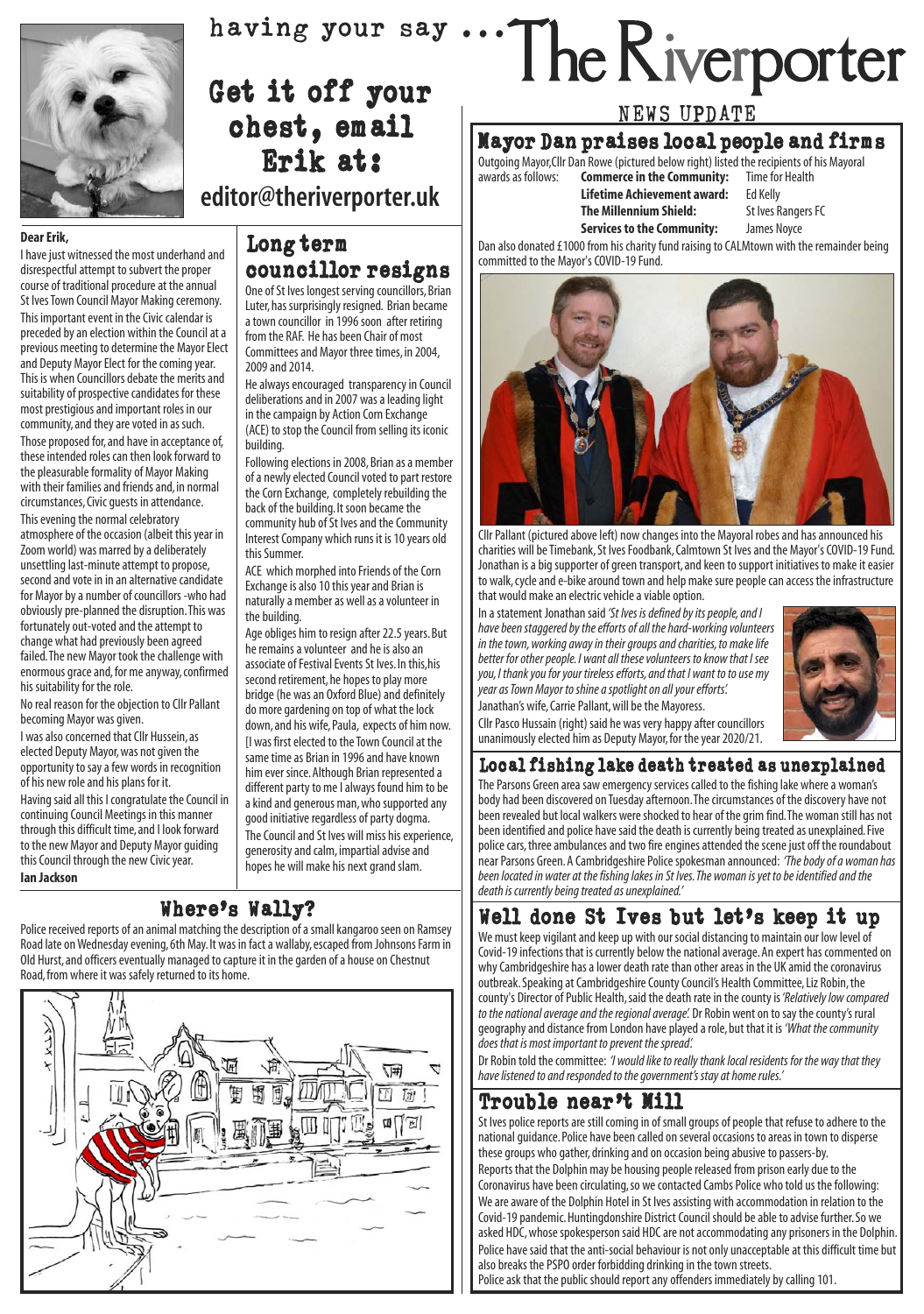having your say ...

# The Riverporter

## Get it off your chest, email Erik at:

**editor@theriverporter.uk**

**Dear Erik,**

I have just witnessed the most underhand and disrespectful attempt to subvert the proper course of traditional procedure at the annual St Ives Town Council Mayor Making ceremony.

This important event in the Civic calendar is preceded by an election within the Council at a previous meeting to determine the Mayor Elect and Deputy Mayor Elect for the coming year. This is when Councillors debate the merits and suitability of prospective candidates for these most prestigious and important roles in our community, and they are voted in as such.

Those proposed for, and have in acceptance of, these intended roles can then look forward to the pleasurable formality of Mayor Making with their families and friends and, in normal circumstances, Civic guests in attendance.

This evening the normal celebratory atmosphere of the occasion (albeit this year in Zoom world) was marred by a deliberately unsettling last-minute attempt to propose, second and vote in in an alternative candidate for Mayor by a number of councillors -who had obviously pre-planned the disruption. This was fortunately out-voted and the attempt to change what had previously been agreed failed. The new Mayor took the challenge with enormous grace and, for me anyway, confirmed his suitability for the role.

No real reason for the objection to Cllr Pallant becoming Mayor was given.

I was also concerned that Cllr Hussein, as elected Deputy Mayor, was not given the opportunity to say a few words in recognition of his new role and his plans for it.

Having said all this I congratulate the Council in continuing Council Meetings in this manner through this difficult time, and I look forward to the new Mayor and Deputy Mayor guiding this Council through the new Civic year.

**Ian Jackson**

## Long term councillor resigns

One of St Ives longest serving councillors, Brian Luter, has surprisingly resigned. Brian became a town councillor in 1996 soon after retiring from the RAF. He has been Chair of most Committees and Mayor three times, in 2004, 2009 and 2014.

He always encouraged transparency in Council deliberations and in 2007 was a leading light in the campaign by Action Corn Exchange (ACE) to stop the Council from selling its iconic building.

Following elections in 2008, Brian as a member of a newly elected Council voted to part restore the Corn Exchange, completely rebuilding the back of the building. It soon became the community hub of St Ives and the Community Interest Company which runs it is 10 years old this Summer.

ACE which morphed into Friends of the Corn Exchange is also 10 this year and Brian is naturally a member as well as a volunteer in the building.

Age obliges him to resign after 22.5 years. But he remains a volunteer and he is also an associate of Festival Events St Ives. In this, his second retirement, he hopes to play more bridge (he was an Oxford Blue) and definitely do more gardening on top of what the lock down, and his wife, Paula, expects of him now. [I was first elected to the Town Council at the same time as Brian in 1996 and have known him ever since. Although Brian represented a different party to me I always found him to be a kind and generous man, who supported any good initiative regardless of party dogma.

The Council and St Ives will miss his experience, generosity and calm, impartial advise and hopes he will make his next grand slam.

## Where's Wally?

Police received reports of an animal matching the description of a small kangaroo seen on Ramsey Road late on Wednesday evening, 6th May. It was in fact a wallaby, escaped from Johnsons Farm in Old Hurst, and officers eventually managed to capture it in the garden of a house on Chestnut Road, from where it was safely returned to its home.

NEWS UPDATE

## Mayor Dan praises local people and firms

Outgoing Mayor, Cllr Dan Rowe (pictured below right) listed the recipients of his Mayoral awards as follows:

| Award | Recipient |
|---|---|
| **Commerce in the Community:** | Time for Health |
| **Lifetime Achievement award:** | Ed Kelly |
| **The Millennium Shield:** | St Ives Rangers FC |
| **Services to the Community:** | James Noyce |

Dan also donated £1000 from his charity fund raising to CALMtown with the remainder being committed to the Mayor's COVID-19 Fund.

Cllr Pallant (pictured above left) now changes into the Mayoral robes and has announced his charities will be Timebank, St Ives Foodbank, Calmtown St Ives and the Mayor's COVID-19 Fund. Jonathan is a big supporter of green transport, and keen to support initiatives to make it easier to walk, cycle and e-bike around town and help make sure people can access the infrastructure that would make an electric vehicle a viable option.

In a statement Jonathan said *'St Ives is defined by its people, and I have been staggered by the efforts of all the hard-working volunteers in the town, working away in their groups and charities, to make life better for other people. I want all these volunteers to know that I see you, I thank you for your tireless efforts, and that I want to to use my year as Town Mayor to shine a spotlight on all your efforts'.*

Janathan's wife, Carrie Pallant, will be the Mayoress.

Cllr Pasco Hussain (right) said he was very happy after councillors unanimously elected him as Deputy Mayor, for the year 2020/21.

## Local fishing lake death treated as unexplained

The Parsons Green area saw emergency services called to the fishing lake where a woman's body had been discovered on Tuesday afternoon. The circumstances of the discovery have not been revealed but local walkers were shocked to hear of the grim find. The woman still has not been identified and police have said the death is currently being treated as unexplained. Five police cars, three ambulances and two fire engines attended the scene just off the roundabout near Parsons Green. A Cambridgeshire Police spokesman announced: *'The body of a woman has been located in water at the fishing lakes in St Ives. The woman is yet to be identified and the death is currently being treated as unexplained.'*

## Well done St Ives but let's keep it up

We must keep vigilant and keep up with our social distancing to maintain our low level of Covid-19 infections that is currently below the national average. An expert has commented on why Cambridgeshire has a lower death rate than other areas in the UK amid the coronavirus outbreak. Speaking at Cambridgeshire County Council's Health Committee, Liz Robin, the county's Director of Public Health, said the death rate in the county is *'Relatively low compared to the national average and the regional average'.* Dr Robin went on to say the county's rural geography and distance from London have played a role, but that it is *'What the community does that is most important to prevent the spread'.*

Dr Robin told the committee: *'I would like to really thank local residents for the way that they have listened to and responded to the government's stay at home rules.'*

## Trouble near't Mill

St Ives police reports are still coming in of small groups of people that refuse to adhere to the national guidance. Police have been called on several occasions to areas in town to disperse these groups who gather, drinking and on occasion being abusive to passers-by.

Reports that the Dolphin may be housing people released from prison early due to the Coronavirus have been circulating, so we contacted Cambs Police who told us the following: We are aware of the Dolphin Hotel in St Ives assisting with accommodation in relation to the Covid-19 pandemic. Huntingdonshire District Council should be able to advise further. So we asked HDC, whose spokesperson said HDC are not accommodating any prisoners in the Dolphin.

Police have said that the anti-social behaviour is not only unacceptable at this difficult time but also breaks the PSPO order forbidding drinking in the town streets.

Police ask that the public should report any offenders immediately by calling 101.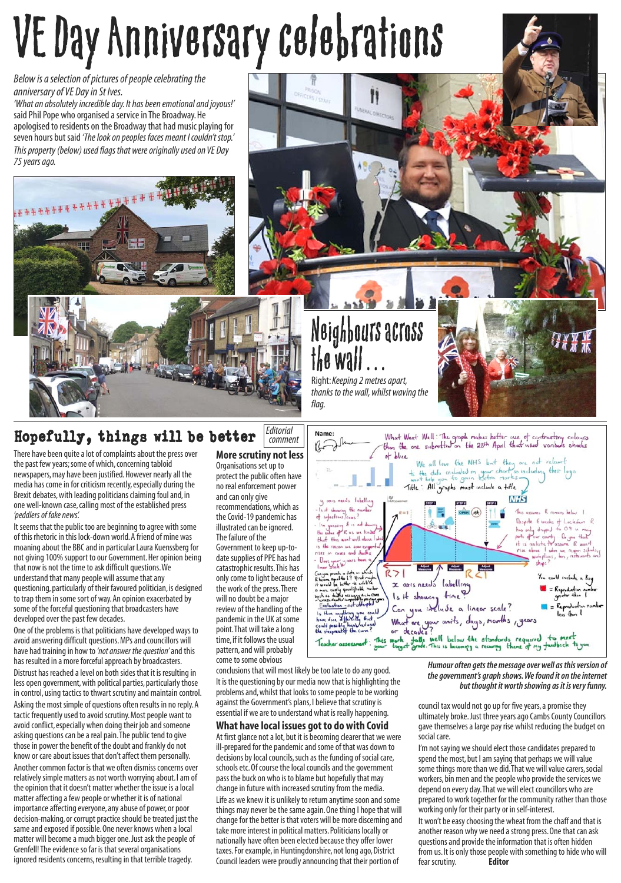# VE Day Anniversary celebrations

*Below is a selection of pictures of people celebrating the anniversary of VE Day in St Ives.*

*'What an absolutely incredible day. It has been emotional and joyous!'* said Phil Pope who organised a service in The Broadway. He apologised to residents on the Broadway that had music playing for seven hours but said *'The look on peoples faces meant I couldn't stop.'*

*This property (below) used flags that were originally used on VE Day 75 years ago.*

## Neighbours across the wall...

Right: *Keeping 2 metres apart, thanks to the wall, whilst waving the flag.*

## Hopefully, things will be better

*Editorial comment*

There have been quite a lot of complaints about the press over the past few years; some of which, concerning tabloid newspapers, may have been justified. However nearly all the media has come in for criticism recently, especially during the Brexit debates, with leading politicians claiming foul and, in one well-known case, calling most of the established press *'peddlers of fake news'.*

It seems that the public too are beginning to agree with some of this rhetoric in this lock-down world. A friend of mine was moaning about the BBC and in particular Laura Kuenssberg for not giving 100% support to our Government. Her opinion being that now is not the time to ask difficult questions. We understand that many people will assume that any questioning, particularly of their favoured politician, is designed to trap them in some sort of way. An opinion exacerbated by some of the forceful questioning that broadcasters have developed over the past few decades.

One of the problems is that politicians have developed ways to avoid answering difficult questions. MPs and councillors will have had training in how to *'not answer the question'* and this has resulted in a more forceful approach by broadcasters.

Distrust has reached a level on both sides that it is resulting in less open government, with political parties, particularly those in control, using tactics to thwart scrutiny and maintain control.

Asking the most simple of questions often results in no reply. A tactic frequently used to avoid scrutiny. Most people want to avoid conflict, especially when doing their job and someone asking questions can be a real pain. The public tend to give those in power the benefit of the doubt and frankly do not know or care about issues that don't affect them personally.

Another common factor is that we often dismiss concerns over relatively simple matters as not worth worrying about. I am of the opinion that it doesn't matter whether the issue is a local matter affecting a few people or whether it is of national importance affecting everyone, any abuse of power, or poor decision-making, or corrupt practice should be treated just the same and exposed if possible. One never knows when a local matter will become a much bigger one. Just ask the people of Grenfell! The evidence so far is that several organisations ignored residents concerns, resulting in that terrible tragedy.

### More scrutiny not less

Organisations set up to protect the public often have no real enforcement power and can only give recommendations, which as the Covid-19 pandemic has illustrated can be ignored. The failure of the Government to keep up-to-date supplies of PPE has had catastrophic results. This has only come to light because of the work of the press. There will no doubt be a major review of the handling of the pandemic in the UK at some point. That will take a long time, if it follows the usual pattern, and will probably come to some obvious conclusions that will most likely be too late to do any good. It is the questioning by our media now that is highlighting the problems and, whilst that looks to some people to be working against the Government's plans, I believe that scrutiny is essential if we are to understand what is really happening.

### What have local issues got to do with Covid

At first glance not a lot, but it is becoming clearer that we were ill-prepared for the pandemic and some of that was down to decisions by local councils, such as the funding of social care, schools etc. Of course the local councils and the government pass the buck on who is to blame but hopefully that may change in future with increased scrutiny from the media.

Life as we knew it is unlikely to return anytime soon and some things may never be the same again. One thing I hope that will change for the better is that voters will be more discerning and take more interest in political matters. Politicians locally or nationally have often been elected because they offer lower taxes. For example, in Huntingdonshire, not long ago, District Council leaders were proudly announcing that their portion of council tax would not go up for five years, a promise they ultimately broke. Just three years ago Cambs County Councillors gave themselves a large pay rise whilst reducing the budget on social care.

I'm not saying we should elect those candidates prepared to spend the most, but I am saying that perhaps we will value some things more than we did. That we will value carers, social workers, bin men and the people who provide the services we depend on every day. That we will elect councillors who are prepared to work together for the community rather than those working only for their party or in self-interest.

It won't be easy choosing the wheat from the chaff and that is another reason why we need a strong press. One that can ask questions and provide the information that is often hidden from us. It is only those people with something to hide who will fear scrutiny. **Editor**

Name:

What Went Well: The graph makes better use of contrasting colours than the one submitted on the 28th April that used various shades of blue

We all love the NHS but they are not relevant to the data included in your chart so including their logo won't help you to gain extra marks.

Title: All graphs must include a title

NHS

STEP 1 STEP 2 STEP 3

R=1

R>1 R<1

Adjust Measures Adjust Measures Adjust Measures

y axis needs labelling
- Is it showing the number of infectious cases?
- I'm guessing it is not showing the value of R as we know that this went well above 1 which is the reason we saw exponential rises in cases and deaths
- Does your y axis have a linear scale?

Can you provide a date on which R became equal to 1? If not, maybe it would be better to utilise a more easily quantifiable number such as deaths occurring due to COVID or excess deaths compared to previous years

Evaluation - not attempted

Is there anything you could have done differently that could possibly have reduced the steepness of the curve?

x axis needs labelling
Is it showing time?
Can you include a linear scale?
What are your units, days, months, years or decades?

This assumes R remains below 1
Despite 6 weeks of Lockdown R has only dropped to 0.9 in many parts of our country. Do you think it is realistic to assume R won't rise above 1 when we reopen schools, workplaces, bars, restaurants and shops?

You could include a key
■ = Reproduction number greater than 1
■ = Reproduction number less than 1

Teacher assessment: This work falls well below the standards required to meet your target grade. This is becoming a recurring theme of my feedback to you

*Humour often gets the message over well as this version of the government's graph shows. We found it on the internet but thought it worth showing as it is very funny.*